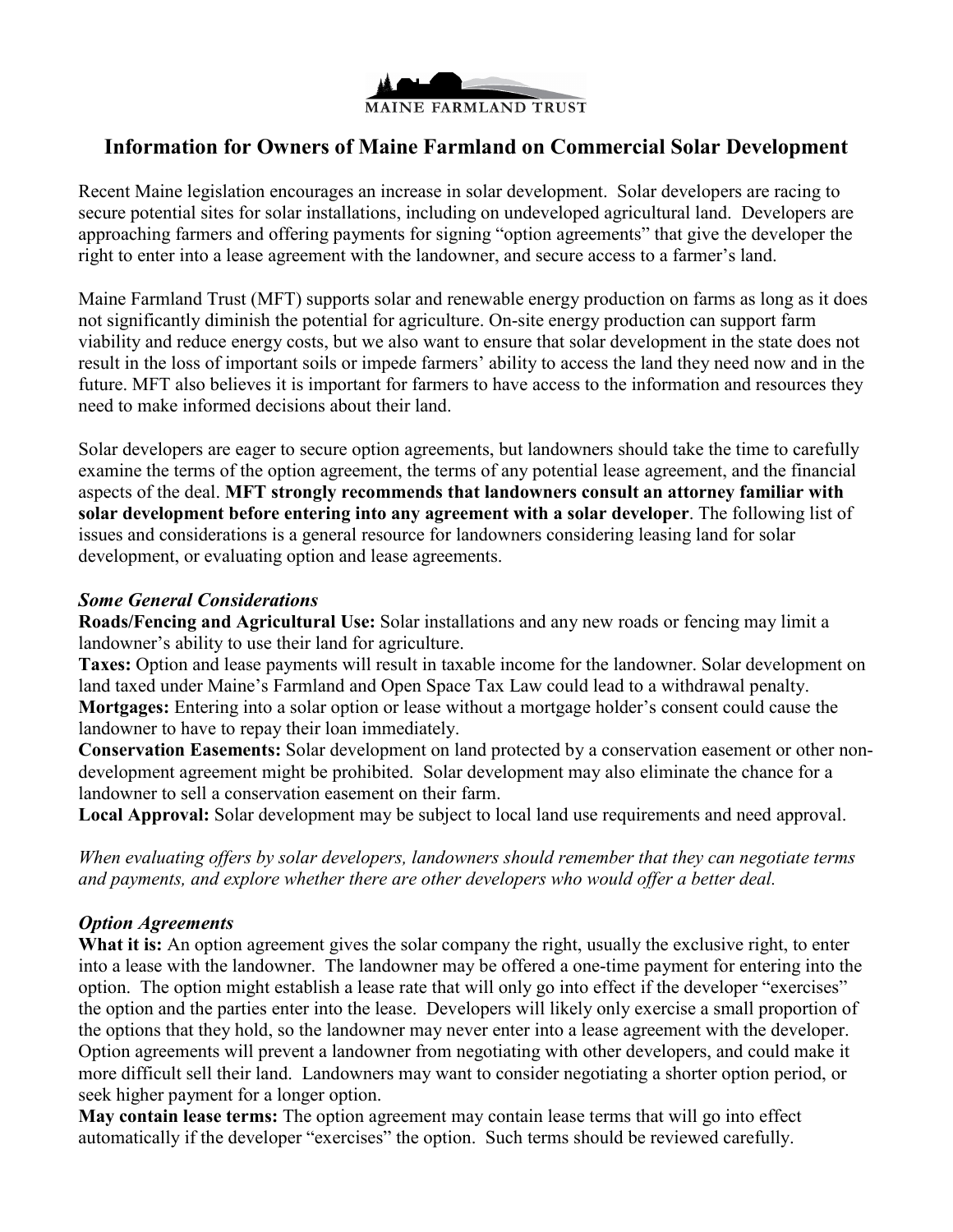MAINE FARMLAND TRUST

# Information for Owners of Maine Farmland on Commercial Solar Development

Recent Maine legislation encourages an increase in solar development. Solar developers are racing to secure potential sites for solar installations, including on undeveloped agricultural land. Developers are approaching farmers and offering payments for signing "option agreements" that give the developer the right to enter into a lease agreement with the landowner, and secure access to a farmer's land.

Maine Farmland Trust (MFT) supports solar and renewable energy production on farms as long as it does not significantly diminish the potential for agriculture. On-site energy production can support farm viability and reduce energy costs, but we also want to ensure that solar development in the state does not result in the loss of important soils or impede farmers' ability to access the land they need now and in the future. MFT also believes it is important for farmers to have access to the information and resources they need to make informed decisions about their land.

Solar developers are eager to secure option agreements, but landowners should take the time to carefully examine the terms of the option agreement, the terms of any potential lease agreement, and the financial aspects of the deal. **MFT strongly recommends that landowners consult an attorney familiar with solar development before entering into any agreement with a solar developer**. The following list of issues and considerations is a general resource for landowners considering leasing land for solar development, or evaluating option and lease agreements.

### *Some General Considerations*

**Roads/Fencing and Agricultural Use:** Solar installations and any new roads or fencing may limit a landowner's ability to use their land for agriculture.

**Taxes:** Option and lease payments will result in taxable income for the landowner. Solar development on land taxed under Maine's Farmland and Open Space Tax Law could lead to a withdrawal penalty.

**Mortgages:** Entering into a solar option or lease without a mortgage holder's consent could cause the landowner to have to repay their loan immediately.

**Conservation Easements:** Solar development on land protected by a conservation easement or other non-development agreement might be prohibited. Solar development may also eliminate the chance for a landowner to sell a conservation easement on their farm.

**Local Approval:** Solar development may be subject to local land use requirements and need approval.

*When evaluating offers by solar developers, landowners should remember that they can negotiate terms and payments, and explore whether there are other developers who would offer a better deal.*

### *Option Agreements*

**What it is:** An option agreement gives the solar company the right, usually the exclusive right, to enter into a lease with the landowner. The landowner may be offered a one-time payment for entering into the option. The option might establish a lease rate that will only go into effect if the developer "exercises" the option and the parties enter into the lease. Developers will likely only exercise a small proportion of the options that they hold, so the landowner may never enter into a lease agreement with the developer. Option agreements will prevent a landowner from negotiating with other developers, and could make it more difficult sell their land. Landowners may want to consider negotiating a shorter option period, or seek higher payment for a longer option.

**May contain lease terms:** The option agreement may contain lease terms that will go into effect automatically if the developer "exercises" the option. Such terms should be reviewed carefully.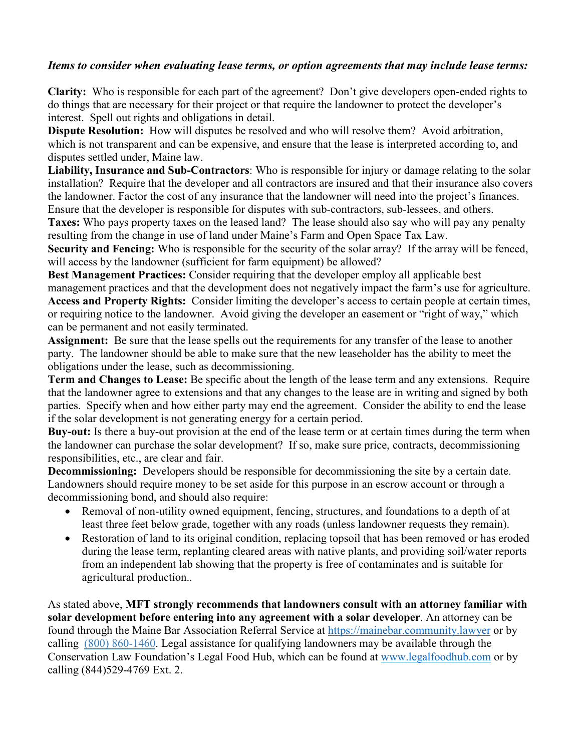***Items to consider when evaluating lease terms, or option agreements that may include lease terms:***

**Clarity:** Who is responsible for each part of the agreement? Don't give developers open-ended rights to do things that are necessary for their project or that require the landowner to protect the developer's interest. Spell out rights and obligations in detail.

**Dispute Resolution:** How will disputes be resolved and who will resolve them? Avoid arbitration, which is not transparent and can be expensive, and ensure that the lease is interpreted according to, and disputes settled under, Maine law.

**Liability, Insurance and Sub-Contractors**: Who is responsible for injury or damage relating to the solar installation? Require that the developer and all contractors are insured and that their insurance also covers the landowner. Factor the cost of any insurance that the landowner will need into the project's finances. Ensure that the developer is responsible for disputes with sub-contractors, sub-lessees, and others.

**Taxes:** Who pays property taxes on the leased land? The lease should also say who will pay any penalty resulting from the change in use of land under Maine's Farm and Open Space Tax Law.

**Security and Fencing:** Who is responsible for the security of the solar array? If the array will be fenced, will access by the landowner (sufficient for farm equipment) be allowed?

**Best Management Practices:** Consider requiring that the developer employ all applicable best management practices and that the development does not negatively impact the farm's use for agriculture.

**Access and Property Rights:** Consider limiting the developer's access to certain people at certain times, or requiring notice to the landowner. Avoid giving the developer an easement or "right of way," which can be permanent and not easily terminated.

**Assignment:** Be sure that the lease spells out the requirements for any transfer of the lease to another party. The landowner should be able to make sure that the new leaseholder has the ability to meet the obligations under the lease, such as decommissioning.

**Term and Changes to Lease:** Be specific about the length of the lease term and any extensions. Require that the landowner agree to extensions and that any changes to the lease are in writing and signed by both parties. Specify when and how either party may end the agreement. Consider the ability to end the lease if the solar development is not generating energy for a certain period.

**Buy-out:** Is there a buy-out provision at the end of the lease term or at certain times during the term when the landowner can purchase the solar development? If so, make sure price, contracts, decommissioning responsibilities, etc., are clear and fair.

**Decommissioning:** Developers should be responsible for decommissioning the site by a certain date. Landowners should require money to be set aside for this purpose in an escrow account or through a decommissioning bond, and should also require:

- Removal of non-utility owned equipment, fencing, structures, and foundations to a depth of at least three feet below grade, together with any roads (unless landowner requests they remain).
- Restoration of land to its original condition, replacing topsoil that has been removed or has eroded during the lease term, replanting cleared areas with native plants, and providing soil/water reports from an independent lab showing that the property is free of contaminates and is suitable for agricultural production..

As stated above, **MFT strongly recommends that landowners consult with an attorney familiar with solar development before entering into any agreement with a solar developer**. An attorney can be found through the Maine Bar Association Referral Service at https://mainebar.community.lawyer or by calling (800) 860-1460. Legal assistance for qualifying landowners may be available through the Conservation Law Foundation's Legal Food Hub, which can be found at www.legalfoodhub.com or by calling (844)529-4769 Ext. 2.